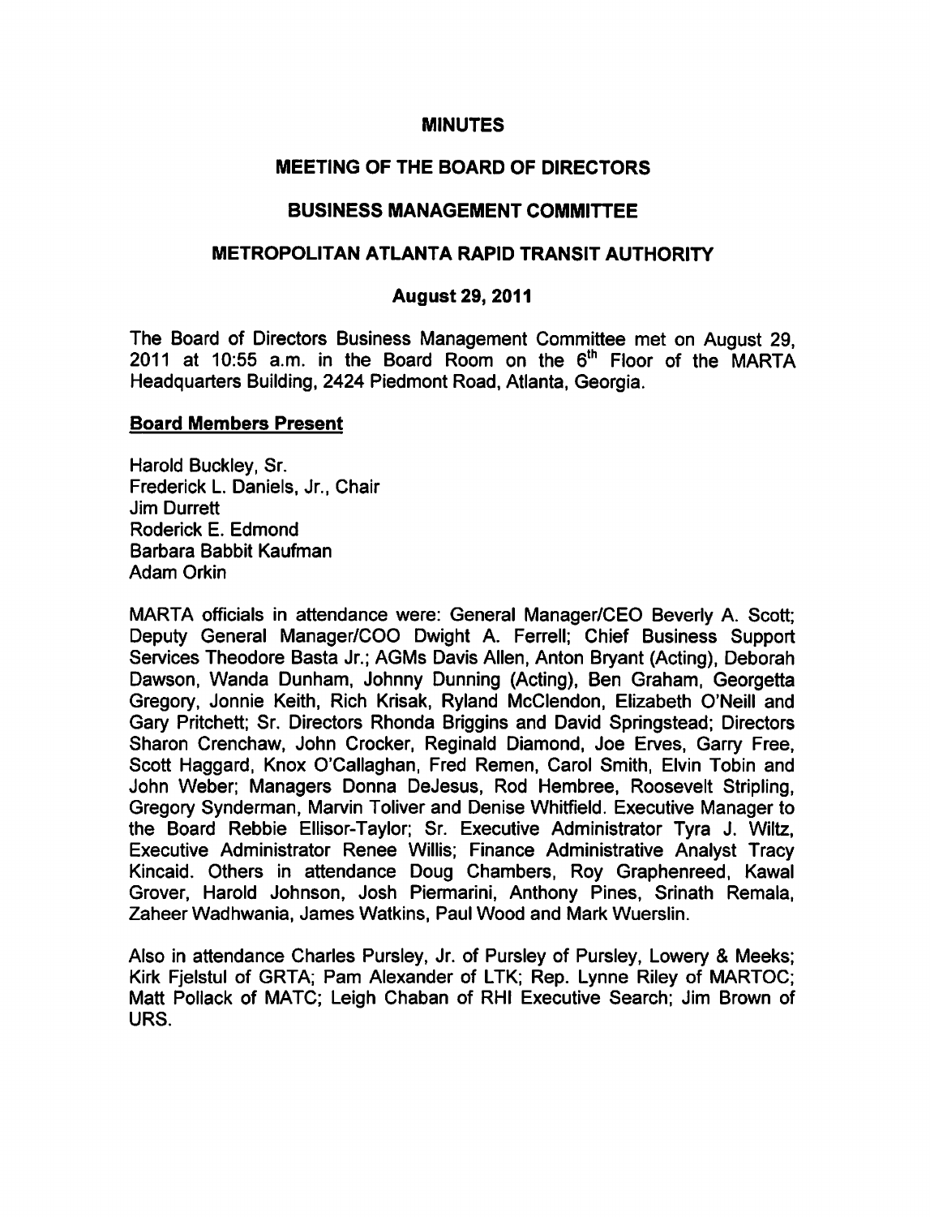# MINUTES

## MEETING OF THE BOARD OF DIRECTORS

## BUSINESS MANAGEMENT COMMITTEE

## METROPOLITAN ATLANTA RAPID TRANSIT AUTHORITY

### August 29, 2011

The Board of Directors Business Management Committee met on August 29, 2011 at 10:55 a.m. in the Board Room on the 6th Floor of the MARTA Headquarters Building, 2424 Piedmont Road, Atlanta, Georgia.

**Board Members Present**

Harold Buckley, Sr.
Frederick L. Daniels, Jr., Chair
Jim Durrett
Roderick E. Edmond
Barbara Babbit Kaufman
Adam Orkin

MARTA officials in attendance were: General Manager/CEO Beverly A. Scott; Deputy General Manager/COO Dwight A. Ferrell; Chief Business Support Services Theodore Basta Jr.; AGMs Davis Allen, Anton Bryant (Acting), Deborah Dawson, Wanda Dunham, Johnny Dunning (Acting), Ben Graham, Georgetta Gregory, Jonnie Keith, Rich Krisak, Ryland McClendon, Elizabeth O'Neill and Gary Pritchett; Sr. Directors Rhonda Briggins and David Springstead; Directors Sharon Crenchaw, John Crocker, Reginald Diamond, Joe Erves, Garry Free, Scott Haggard, Knox O'Callaghan, Fred Remen, Carol Smith, Elvin Tobin and John Weber; Managers Donna DeJesus, Rod Hembree, Roosevelt Stripling, Gregory Synderman, Marvin Toliver and Denise Whitfield. Executive Manager to the Board Rebbie Ellisor-Taylor; Sr. Executive Administrator Tyra J. Wiltz, Executive Administrator Renee Willis; Finance Administrative Analyst Tracy Kincaid. Others in attendance Doug Chambers, Roy Graphenreed, Kawal Grover, Harold Johnson, Josh Piermarini, Anthony Pines, Srinath Remala, Zaheer Wadhwania, James Watkins, Paul Wood and Mark Wuerslin.

Also in attendance Charles Pursley, Jr. of Pursley of Pursley, Lowery & Meeks; Kirk Fjelstul of GRTA; Pam Alexander of LTK; Rep. Lynne Riley of MARTOC; Matt Pollack of MATC; Leigh Chaban of RHI Executive Search; Jim Brown of URS.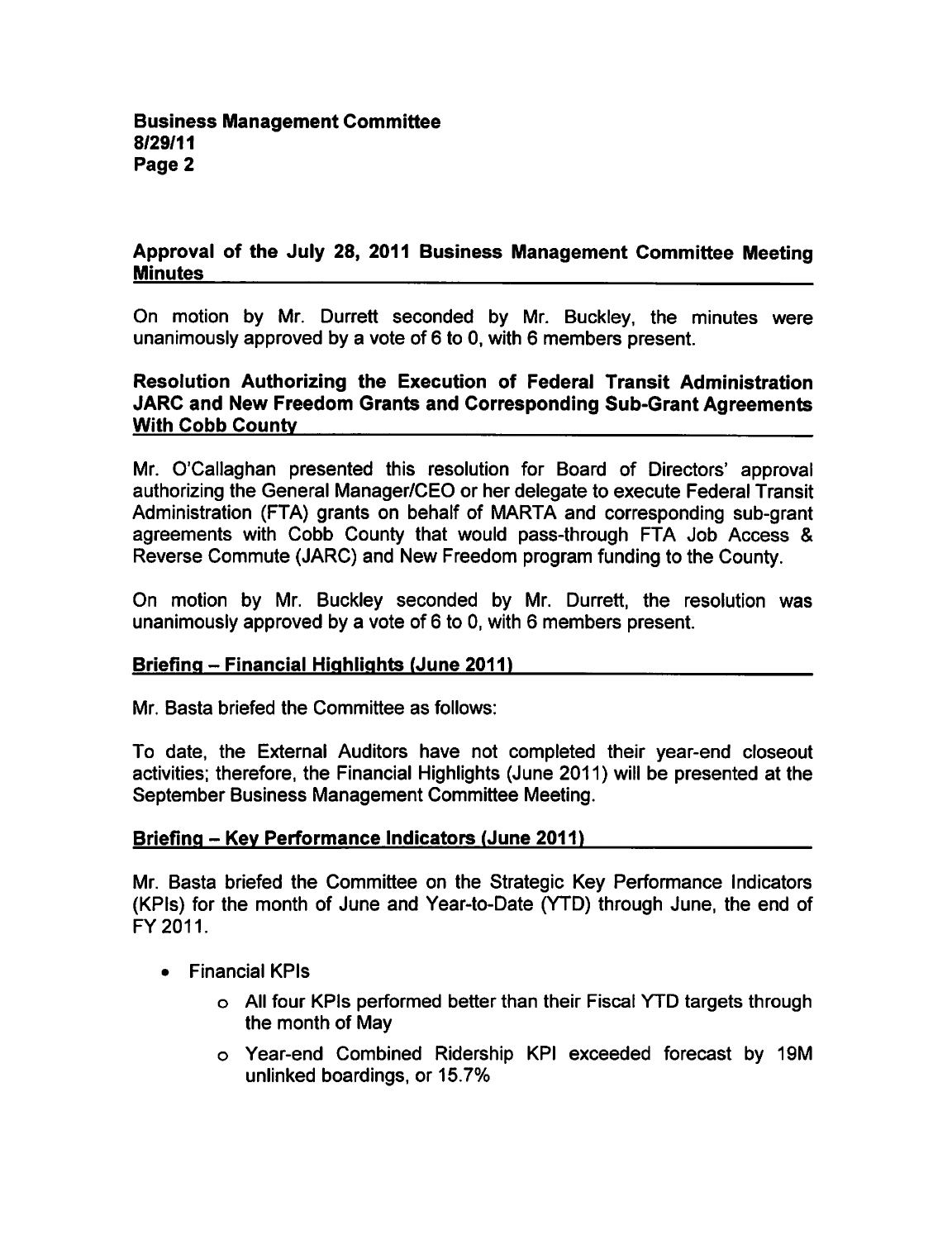## Approval of the July 28, 2011 Business Management Committee Meeting Minutes

On motion by Mr. Durrett seconded by Mr. Buckley, the minutes were unanimously approved by a vote of 6 to 0, with 6 members present.

## Resolution Authorizing the Execution of Federal Transit Administration JARC and New Freedom Grants and Corresponding Sub-Grant Agreements With Cobb County

Mr. O'Callaghan presented this resolution for Board of Directors' approval authorizing the General Manager/CEO or her delegate to execute Federal Transit Administration (FTA) grants on behalf of MARTA and corresponding sub-grant agreements with Cobb County that would pass-through FTA Job Access & Reverse Commute (JARC) and New Freedom program funding to the County.

On motion by Mr. Buckley seconded by Mr. Durrett, the resolution was unanimously approved by a vote of 6 to 0, with 6 members present.

## Briefing – Financial Highlights (June 2011)

Mr. Basta briefed the Committee as follows:

To date, the External Auditors have not completed their year-end closeout activities; therefore, the Financial Highlights (June 2011) will be presented at the September Business Management Committee Meeting.

## Briefing – Key Performance Indicators (June 2011)

Mr. Basta briefed the Committee on the Strategic Key Performance Indicators (KPIs) for the month of June and Year-to-Date (YTD) through June, the end of FY 2011.

- Financial KPIs
  - All four KPIs performed better than their Fiscal YTD targets through the month of May
  - Year-end Combined Ridership KPI exceeded forecast by 19M unlinked boardings, or 15.7%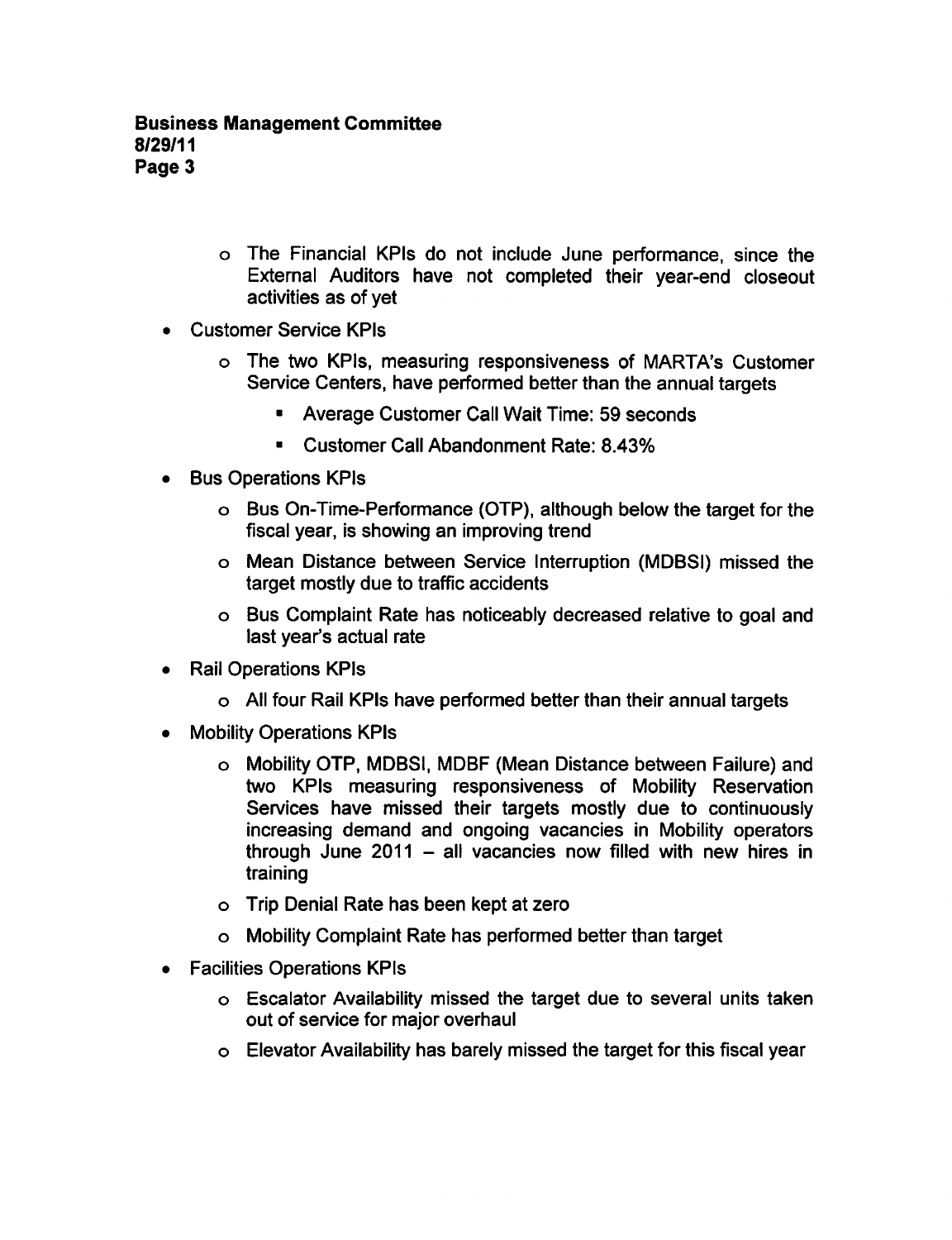- The Financial KPIs do not include June performance, since the External Auditors have not completed their year-end closeout activities as of yet

- Customer Service KPIs
  - The two KPIs, measuring responsiveness of MARTA's Customer Service Centers, have performed better than the annual targets
    - Average Customer Call Wait Time: 59 seconds
    - Customer Call Abandonment Rate: 8.43%
- Bus Operations KPIs
  - Bus On-Time-Performance (OTP), although below the target for the fiscal year, is showing an improving trend
  - Mean Distance between Service Interruption (MDBSI) missed the target mostly due to traffic accidents
  - Bus Complaint Rate has noticeably decreased relative to goal and last year's actual rate
- Rail Operations KPIs
  - All four Rail KPIs have performed better than their annual targets
- Mobility Operations KPIs
  - Mobility OTP, MDBSI, MDBF (Mean Distance between Failure) and two KPIs measuring responsiveness of Mobility Reservation Services have missed their targets mostly due to continuously increasing demand and ongoing vacancies in Mobility operators through June 2011 – all vacancies now filled with new hires in training
  - Trip Denial Rate has been kept at zero
  - Mobility Complaint Rate has performed better than target
- Facilities Operations KPIs
  - Escalator Availability missed the target due to several units taken out of service for major overhaul
  - Elevator Availability has barely missed the target for this fiscal year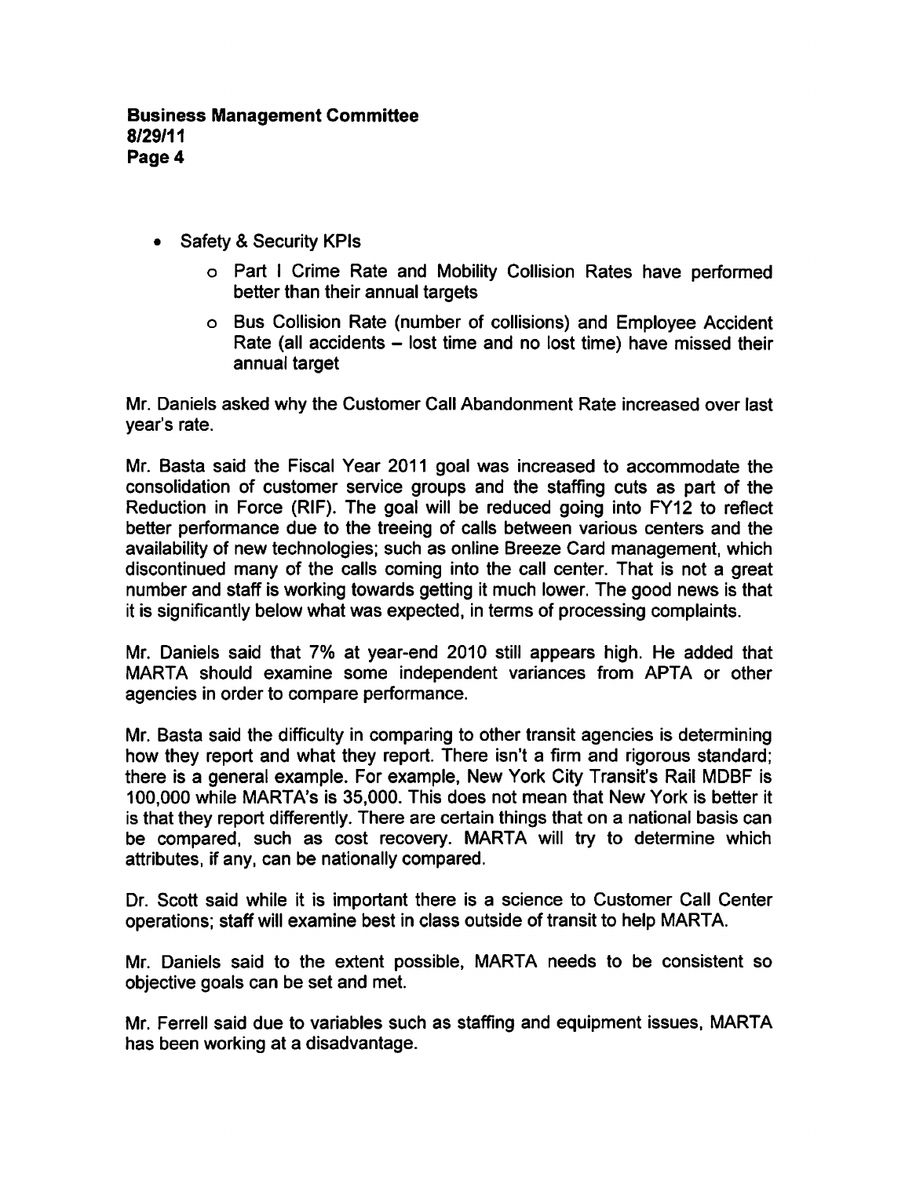- Safety & Security KPIs
    - Part I Crime Rate and Mobility Collision Rates have performed better than their annual targets
    - Bus Collision Rate (number of collisions) and Employee Accident Rate (all accidents – lost time and no lost time) have missed their annual target

Mr. Daniels asked why the Customer Call Abandonment Rate increased over last year's rate.

Mr. Basta said the Fiscal Year 2011 goal was increased to accommodate the consolidation of customer service groups and the staffing cuts as part of the Reduction in Force (RIF). The goal will be reduced going into FY12 to reflect better performance due to the treeing of calls between various centers and the availability of new technologies; such as online Breeze Card management, which discontinued many of the calls coming into the call center. That is not a great number and staff is working towards getting it much lower. The good news is that it is significantly below what was expected, in terms of processing complaints.

Mr. Daniels said that 7% at year-end 2010 still appears high. He added that MARTA should examine some independent variances from APTA or other agencies in order to compare performance.

Mr. Basta said the difficulty in comparing to other transit agencies is determining how they report and what they report. There isn't a firm and rigorous standard; there is a general example. For example, New York City Transit's Rail MDBF is 100,000 while MARTA's is 35,000. This does not mean that New York is better it is that they report differently. There are certain things that on a national basis can be compared, such as cost recovery. MARTA will try to determine which attributes, if any, can be nationally compared.

Dr. Scott said while it is important there is a science to Customer Call Center operations; staff will examine best in class outside of transit to help MARTA.

Mr. Daniels said to the extent possible, MARTA needs to be consistent so objective goals can be set and met.

Mr. Ferrell said due to variables such as staffing and equipment issues, MARTA has been working at a disadvantage.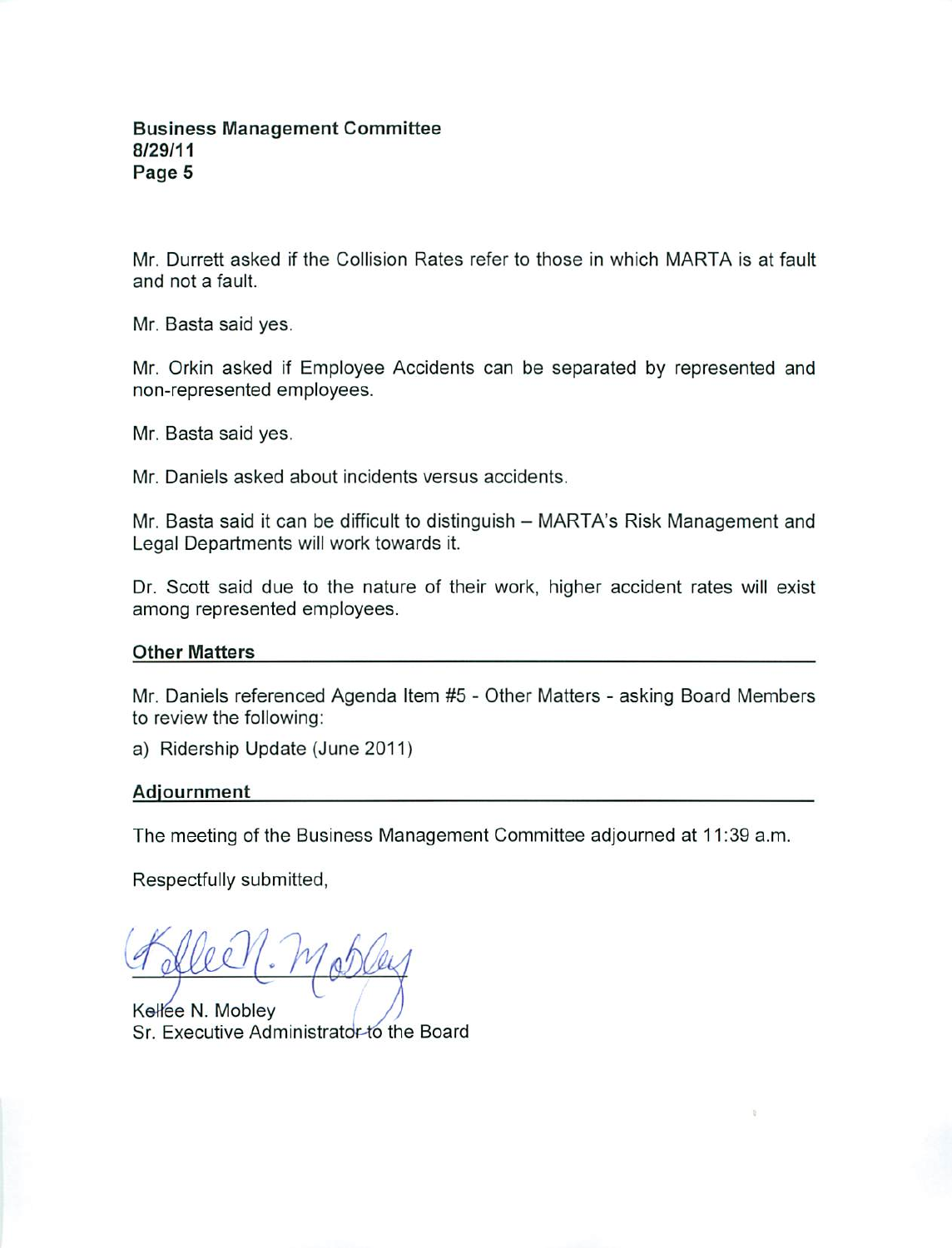Mr. Durrett asked if the Collision Rates refer to those in which MARTA is at fault and not a fault.

Mr. Basta said yes.

Mr. Orkin asked if Employee Accidents can be separated by represented and non-represented employees.

Mr. Basta said yes.

Mr. Daniels asked about incidents versus accidents.

Mr. Basta said it can be difficult to distinguish – MARTA's Risk Management and Legal Departments will work towards it.

Dr. Scott said due to the nature of their work, higher accident rates will exist among represented employees.

## Other Matters

Mr. Daniels referenced Agenda Item #5 - Other Matters - asking Board Members to review the following:

a) Ridership Update (June 2011)

## Adjournment

The meeting of the Business Management Committee adjourned at 11:39 a.m.

Respectfully submitted,

Kellee N. Mobley
Sr. Executive Administrator to the Board